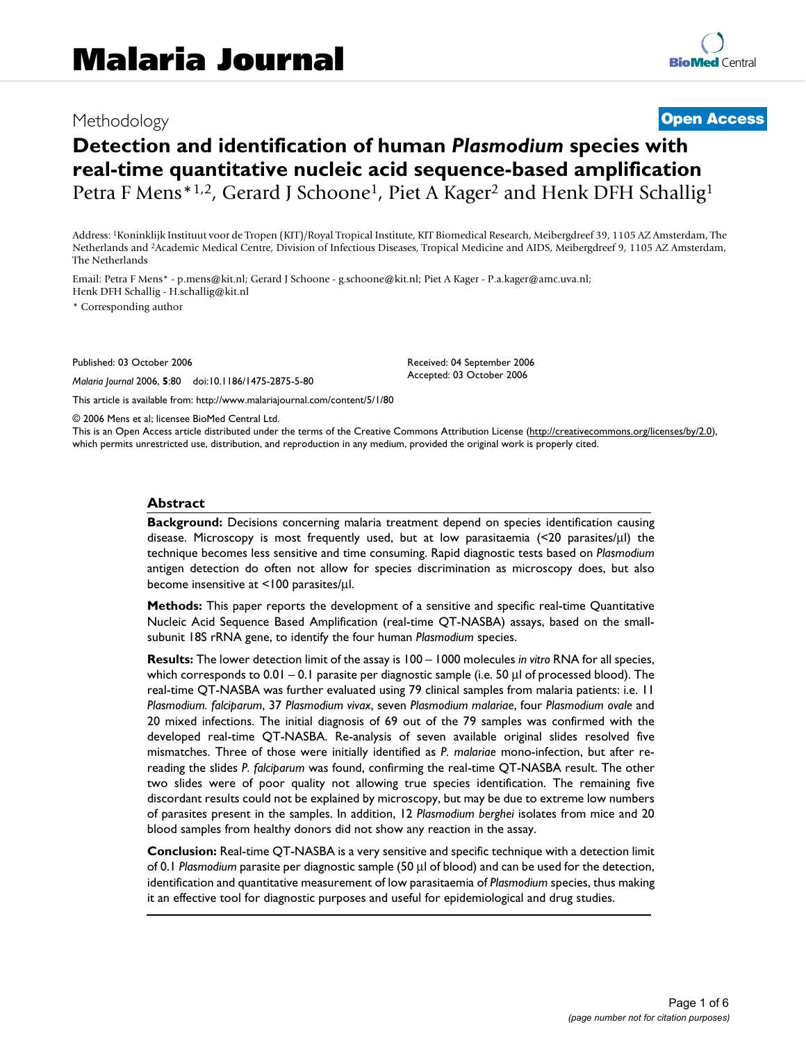Methodology

**Open Access**

# Detection and identification of human *Plasmodium* species with real-time quantitative nucleic acid sequence-based amplification

Petra F Mens*[1,2], Gerard J Schoone[1], Piet A Kager[2] and Henk DFH Schallig[1]

Address: [1]Koninklijk Instituut voor de Tropen (KIT)/Royal Tropical Institute, KIT Biomedical Research, Meibergdreef 39, 1105 AZ Amsterdam, The Netherlands and [2]Academic Medical Centre, Division of Infectious Diseases, Tropical Medicine and AIDS, Meibergdreef 9, 1105 AZ Amsterdam, The Netherlands

Email: Petra F Mens* - p.mens@kit.nl; Gerard J Schoone - g.schoone@kit.nl; Piet A Kager - P.a.kager@amc.uva.nl; Henk DFH Schallig - H.schallig@kit.nl

\* Corresponding author

Published: 03 October 2006

*Malaria Journal* 2006, **5**:80 doi:10.1186/1475-2875-5-80

Received: 04 September 2006
Accepted: 03 October 2006

This article is available from: http://www.malariajournal.com/content/5/1/80

© 2006 Mens et al; licensee BioMed Central Ltd.
This is an Open Access article distributed under the terms of the Creative Commons Attribution License (http://creativecommons.org/licenses/by/2.0), which permits unrestricted use, distribution, and reproduction in any medium, provided the original work is properly cited.

## Abstract

**Background:** Decisions concerning malaria treatment depend on species identification causing disease. Microscopy is most frequently used, but at low parasitaemia (<20 parasites/µl) the technique becomes less sensitive and time consuming. Rapid diagnostic tests based on *Plasmodium* antigen detection do often not allow for species discrimination as microscopy does, but also become insensitive at <100 parasites/µl.

**Methods:** This paper reports the development of a sensitive and specific real-time Quantitative Nucleic Acid Sequence Based Amplification (real-time QT-NASBA) assays, based on the small-subunit 18S rRNA gene, to identify the four human *Plasmodium* species.

**Results:** The lower detection limit of the assay is 100 – 1000 molecules *in vitro* RNA for all species, which corresponds to 0.01 – 0.1 parasite per diagnostic sample (i.e. 50 µl of processed blood). The real-time QT-NASBA was further evaluated using 79 clinical samples from malaria patients: i.e. 11 *Plasmodium. falciparum*, 37 *Plasmodium vivax*, seven *Plasmodium malariae*, four *Plasmodium ovale* and 20 mixed infections. The initial diagnosis of 69 out of the 79 samples was confirmed with the developed real-time QT-NASBA. Re-analysis of seven available original slides resolved five mismatches. Three of those were initially identified as *P. malariae* mono-infection, but after re-reading the slides *P. falciparum* was found, confirming the real-time QT-NASBA result. The other two slides were of poor quality not allowing true species identification. The remaining five discordant results could not be explained by microscopy, but may be due to extreme low numbers of parasites present in the samples. In addition, 12 *Plasmodium berghei* isolates from mice and 20 blood samples from healthy donors did not show any reaction in the assay.

**Conclusion:** Real-time QT-NASBA is a very sensitive and specific technique with a detection limit of 0.1 *Plasmodium* parasite per diagnostic sample (50 µl of blood) and can be used for the detection, identification and quantitative measurement of low parasitaemia of *Plasmodium* species, thus making it an effective tool for diagnostic purposes and useful for epidemiological and drug studies.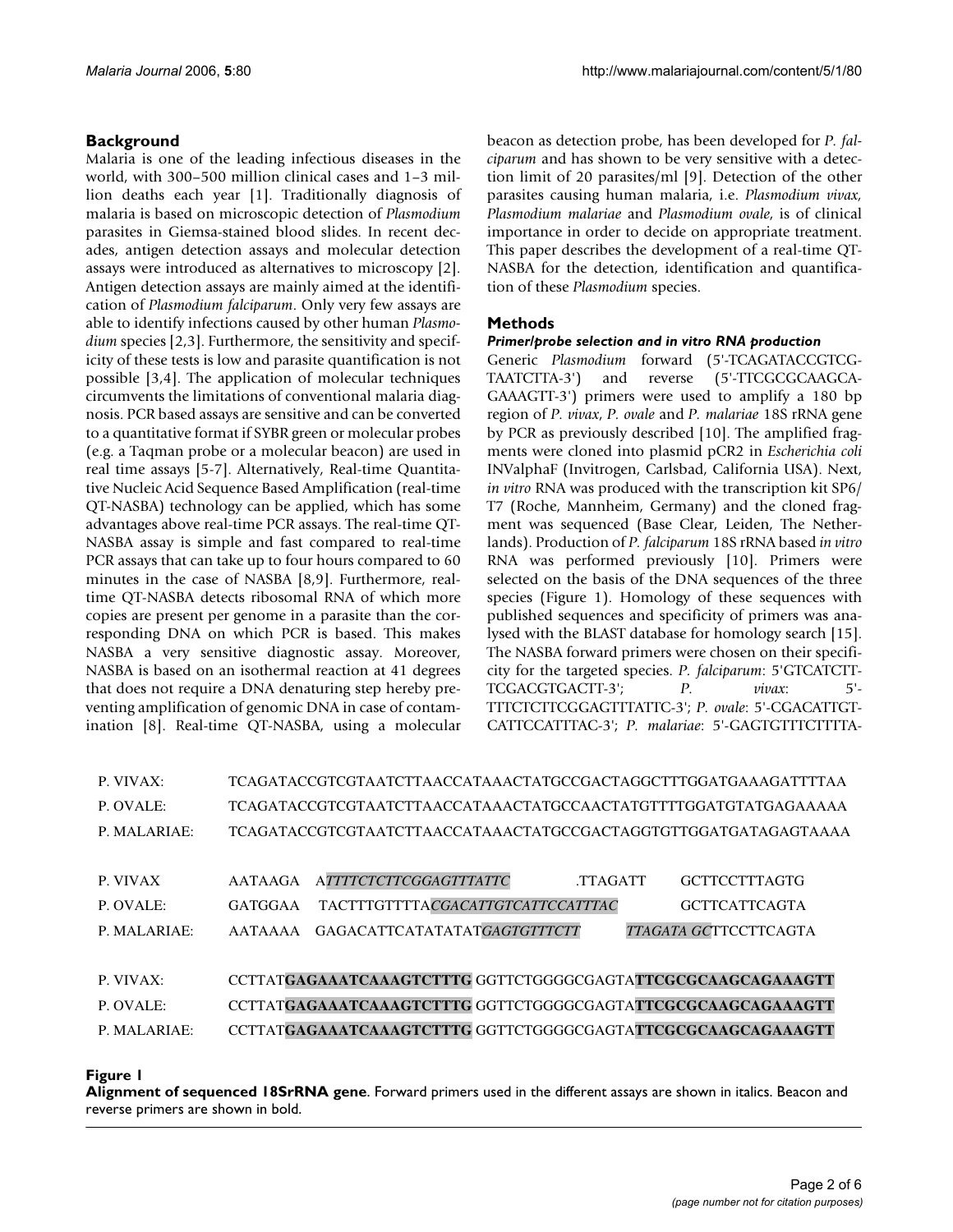## Background

Malaria is one of the leading infectious diseases in the world, with 300–500 million clinical cases and 1–3 million deaths each year [1]. Traditionally diagnosis of malaria is based on microscopic detection of *Plasmodium* parasites in Giemsa-stained blood slides. In recent decades, antigen detection assays and molecular detection assays were introduced as alternatives to microscopy [2]. Antigen detection assays are mainly aimed at the identification of *Plasmodium falciparum*. Only very few assays are able to identify infections caused by other human *Plasmodium* species [2,3]. Furthermore, the sensitivity and specificity of these tests is low and parasite quantification is not possible [3,4]. The application of molecular techniques circumvents the limitations of conventional malaria diagnosis. PCR based assays are sensitive and can be converted to a quantitative format if SYBR green or molecular probes (e.g. a Taqman probe or a molecular beacon) are used in real time assays [5-7]. Alternatively, Real-time Quantitative Nucleic Acid Sequence Based Amplification (real-time QT-NASBA) technology can be applied, which has some advantages above real-time PCR assays. The real-time QT-NASBA assay is simple and fast compared to real-time PCR assays that can take up to four hours compared to 60 minutes in the case of NASBA [8,9]. Furthermore, real-time QT-NASBA detects ribosomal RNA of which more copies are present per genome in a parasite than the corresponding DNA on which PCR is based. This makes NASBA a very sensitive diagnostic assay. Moreover, NASBA is based on an isothermal reaction at 41 degrees that does not require a DNA denaturing step hereby preventing amplification of genomic DNA in case of contamination [8]. Real-time QT-NASBA, using a molecular beacon as detection probe, has been developed for *P. falciparum* and has shown to be very sensitive with a detection limit of 20 parasites/ml [9]. Detection of the other parasites causing human malaria, i.e. *Plasmodium vivax*, *Plasmodium malariae* and *Plasmodium ovale*, is of clinical importance in order to decide on appropriate treatment. This paper describes the development of a real-time QT-NASBA for the detection, identification and quantification of these *Plasmodium* species.

## Methods

### *Primer/probe selection and in vitro RNA production*

Generic *Plasmodium* forward (5'-TCAGATACCGTCG-TAATCTTA-3') and reverse (5'-TTCGCGCAAGCA-GAAAGTT-3') primers were used to amplify a 180 bp region of *P. vivax*, *P. ovale* and *P. malariae* 18S rRNA gene by PCR as previously described [10]. The amplified fragments were cloned into plasmid pCR2 in *Escherichia coli* INValphaF (Invitrogen, Carlsbad, California USA). Next, *in vitro* RNA was produced with the transcription kit SP6/T7 (Roche, Mannheim, Germany) and the cloned fragment was sequenced (Base Clear, Leiden, The Netherlands). Production of *P. falciparum* 18S rRNA based *in vitro* RNA was performed previously [10]. Primers were selected on the basis of the DNA sequences of the three species (Figure 1). Homology of these sequences with published sequences and specificity of primers was analysed with the BLAST database for homology search [15]. The NASBA forward primers were chosen on their specificity for the targeted species. *P. falciparum*: 5'GTCATCTT-TCGACGTGACTT-3'; *P. vivax*: 5'-TTTCTCTTCGGAGTTTATTC-3'; *P. ovale*: 5'-CGACATTGT-CATTCCATTTAC-3'; *P. malariae*: 5'-GAGTGTTTCTTTTA-

| | |
|---|---|
| P. VIVAX: | TCAGATACCGTCGTAATCTTAACCATAAACTATGCCGACTAGGCTTTGGATGAAAGATTTTAA |
| P. OVALE: | TCAGATACCGTCGTAATCTTAACCATAAACTATGCCAACTATGTTTTGGATGTATGAGAAAAA |
| P. MALARIAE: | TCAGATACCGTCGTAATCTTAACCATAAACTATGCCGACTAGGTGTTGGATGATAGAGTAAAA |
| P. VIVAX | AATAAGA A*TTTTCTCTTCGGAGTTTATTC* .TTAGATT GCTTCCTTTAGTG |
| P. OVALE: | GATGGAA TACTTTGTTTTA*CGACATTGTCATTCCATTTAC* GCTTCATTCAGTA |
| P. MALARIAE: | AATAAAA GAGACATTCATATATAT*GAGTGTTTCTT* *TTAGATA GC*TTCCTTCAGTA |
| P. VIVAX: | CCTTAT**GAGAAATCAAAGTCTTTG** GGTTCTGGGGCGAGTA**TTCGCGCAAGCAGAAAGTT** |
| P. OVALE: | CCTTAT**GAGAAATCAAAGTCTTTG** GGTTCTGGGGCGAGTA**TTCGCGCAAGCAGAAAGTT** |
| P. MALARIAE: | CCTTAT**GAGAAATCAAAGTCTTTG** GGTTCTGGGGCGAGTA**TTCGCGCAAGCAGAAAGTT** |

**Figure 1**

**Alignment of sequenced 18SrRNA gene**. Forward primers used in the different assays are shown in italics. Beacon and reverse primers are shown in bold.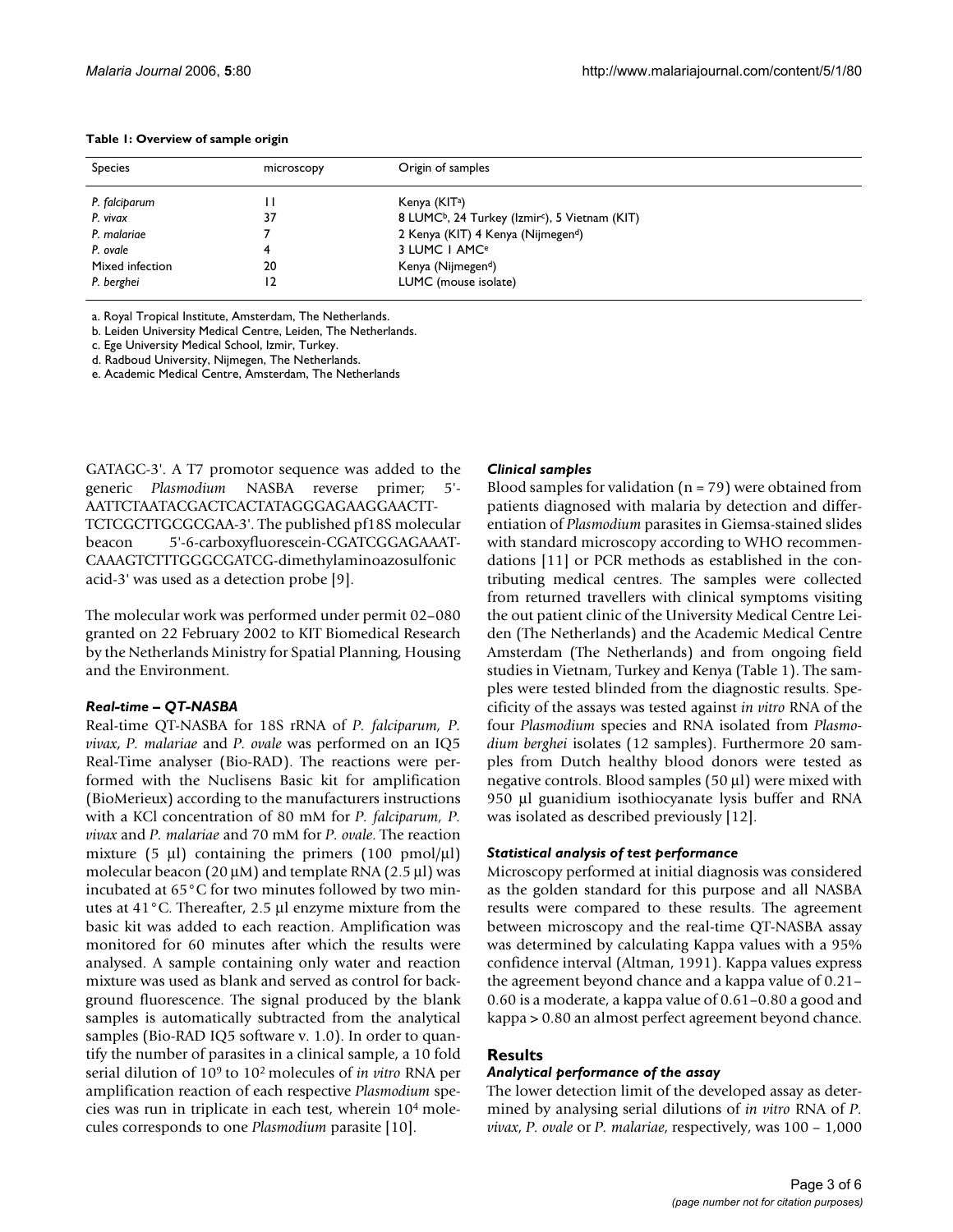**Table 1: Overview of sample origin**

| Species | microscopy | Origin of samples |
| --- | --- | --- |
| *P. falciparum* | 11 | Kenya (KIT[a]) |
| *P. vivax* | 37 | 8 LUMC[b], 24 Turkey (Izmir[c]), 5 Vietnam (KIT) |
| *P. malariae* | 7 | 2 Kenya (KIT) 4 Kenya (Nijmegen[d]) |
| *P. ovale* | 4 | 3 LUMC 1 AMC[e] |
| Mixed infection | 20 | Kenya (Nijmegen[d]) |
| *P. berghei* | 12 | LUMC (mouse isolate) |

a. Royal Tropical Institute, Amsterdam, The Netherlands.
b. Leiden University Medical Centre, Leiden, The Netherlands.
c. Ege University Medical School, Izmir, Turkey.
d. Radboud University, Nijmegen, The Netherlands.
e. Academic Medical Centre, Amsterdam, The Netherlands

GATAGC-3'. A T7 promotor sequence was added to the generic *Plasmodium* NASBA reverse primer; 5'-AATTCTAATACGACTCACTATAGGGAGAAGGAACTT-TCTCGCTTGCGCGAA-3'. The published pf18S molecular beacon 5'-6-carboxyfluorescein-CGATCGGAGAAAT-CAAAGTCTTTGGGCGATCG-dimethylaminoazosulfonic acid-3' was used as a detection probe [9].

The molecular work was performed under permit 02–080 granted on 22 February 2002 to KIT Biomedical Research by the Netherlands Ministry for Spatial Planning, Housing and the Environment.

### *Real-time – QT-NASBA*

Real-time QT-NASBA for 18S rRNA of *P. falciparum, P. vivax*, *P. malariae* and *P. ovale* was performed on an IQ5 Real-Time analyser (Bio-RAD). The reactions were performed with the Nuclisens Basic kit for amplification (BioMerieux) according to the manufacturers instructions with a KCl concentration of 80 mM for *P. falciparum*, *P. vivax* and *P. malariae* and 70 mM for *P. ovale*. The reaction mixture (5 µl) containing the primers (100 pmol/µl) molecular beacon (20 µM) and template RNA (2.5 µl) was incubated at 65°C for two minutes followed by two minutes at 41°C. Thereafter, 2.5 µl enzyme mixture from the basic kit was added to each reaction. Amplification was monitored for 60 minutes after which the results were analysed. A sample containing only water and reaction mixture was used as blank and served as control for background fluorescence. The signal produced by the blank samples is automatically subtracted from the analytical samples (Bio-RAD IQ5 software v. 1.0). In order to quantify the number of parasites in a clinical sample, a 10 fold serial dilution of $10^9$ to $10^2$ molecules of *in vitro* RNA per amplification reaction of each respective *Plasmodium* species was run in triplicate in each test, wherein $10^4$ molecules corresponds to one *Plasmodium* parasite [10].

### *Clinical samples*

Blood samples for validation (n = 79) were obtained from patients diagnosed with malaria by detection and differentiation of *Plasmodium* parasites in Giemsa-stained slides with standard microscopy according to WHO recommendations [11] or PCR methods as established in the contributing medical centres. The samples were collected from returned travellers with clinical symptoms visiting the out patient clinic of the University Medical Centre Leiden (The Netherlands) and the Academic Medical Centre Amsterdam (The Netherlands) and from ongoing field studies in Vietnam, Turkey and Kenya (Table 1). The samples were tested blinded from the diagnostic results. Specificity of the assays was tested against *in vitro* RNA of the four *Plasmodium* species and RNA isolated from *Plasmodium berghei* isolates (12 samples). Furthermore 20 samples from Dutch healthy blood donors were tested as negative controls. Blood samples (50 µl) were mixed with 950 µl guanidium isothiocyanate lysis buffer and RNA was isolated as described previously [12].

### *Statistical analysis of test performance*

Microscopy performed at initial diagnosis was considered as the golden standard for this purpose and all NASBA results were compared to these results. The agreement between microscopy and the real-time QT-NASBA assay was determined by calculating Kappa values with a 95% confidence interval (Altman, 1991). Kappa values express the agreement beyond chance and a kappa value of 0.21–0.60 is a moderate, a kappa value of 0.61–0.80 a good and kappa > 0.80 an almost perfect agreement beyond chance.

## Results

### *Analytical performance of the assay*

The lower detection limit of the developed assay as determined by analysing serial dilutions of *in vitro* RNA of *P. vivax*, *P. ovale* or *P. malariae*, respectively, was 100 – 1,000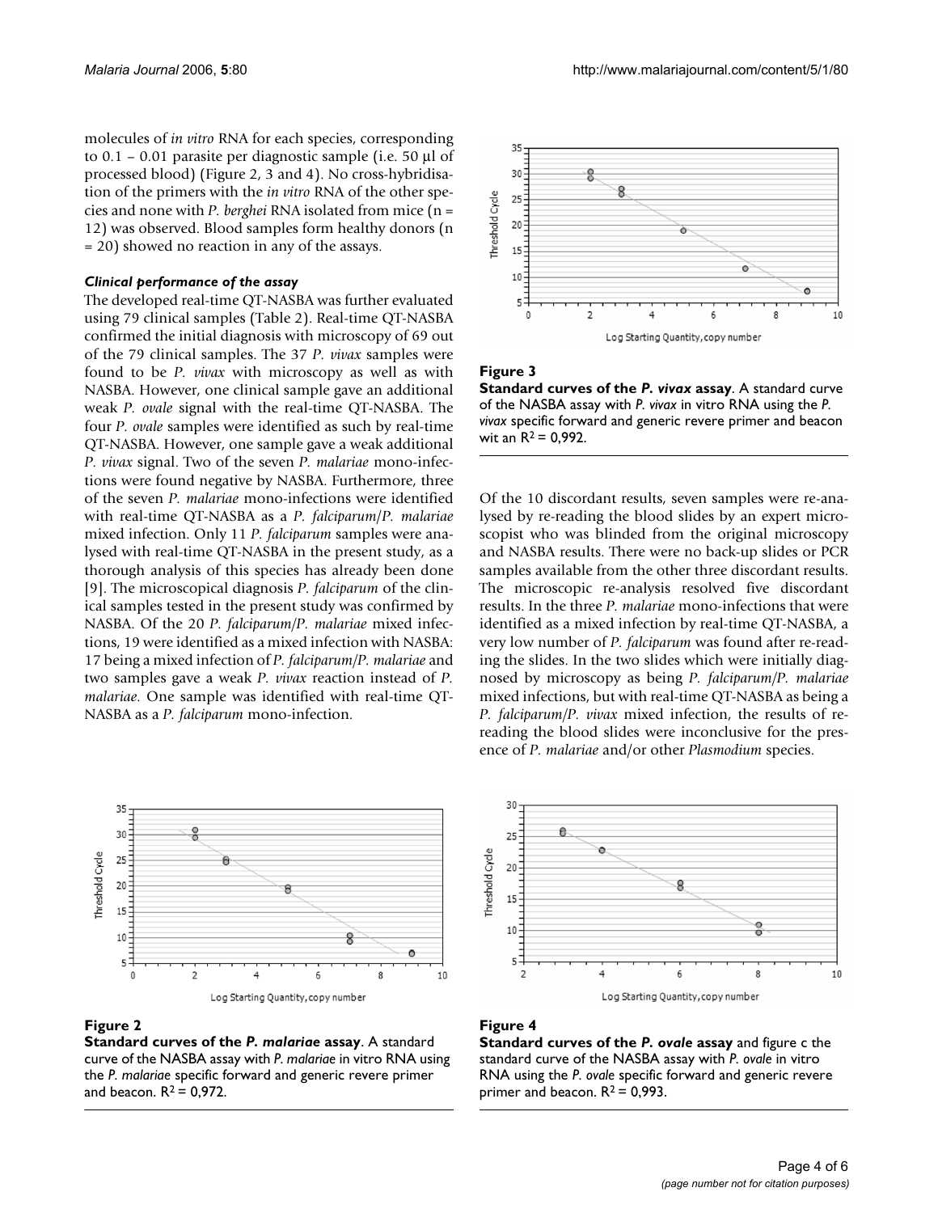molecules of *in vitro* RNA for each species, corresponding to 0.1 – 0.01 parasite per diagnostic sample (i.e. 50 μl of processed blood) (Figure 2, 3 and 4). No cross-hybridisation of the primers with the *in vitro* RNA of the other species and none with *P. berghei* RNA isolated from mice (n = 12) was observed. Blood samples form healthy donors (n = 20) showed no reaction in any of the assays.

### *Clinical performance of the assay*

The developed real-time QT-NASBA was further evaluated using 79 clinical samples (Table 2). Real-time QT-NASBA confirmed the initial diagnosis with microscopy of 69 out of the 79 clinical samples. The 37 *P. vivax* samples were found to be *P. vivax* with microscopy as well as with NASBA. However, one clinical sample gave an additional weak *P. ovale* signal with the real-time QT-NASBA. The four *P. ovale* samples were identified as such by real-time QT-NASBA. However, one sample gave a weak additional *P. vivax* signal. Two of the seven *P. malariae* mono-infections were found negative by NASBA. Furthermore, three of the seven *P. malariae* mono-infections were identified with real-time QT-NASBA as a *P. falciparum*/*P. malariae* mixed infection. Only 11 *P. falciparum* samples were analysed with real-time QT-NASBA in the present study, as a thorough analysis of this species has already been done [9]. The microscopical diagnosis *P. falciparum* of the clinical samples tested in the present study was confirmed by NASBA. Of the 20 *P. falciparum*/*P. malariae* mixed infections, 19 were identified as a mixed infection with NASBA: 17 being a mixed infection of *P. falciparum*/*P. malariae* and two samples gave a weak *P. vivax* reaction instead of *P. malariae*. One sample was identified with real-time QT-NASBA as a *P. falciparum* mono-infection.

**Figure 3**
**Standard curves of the *P. vivax* assay**. A standard curve of the NASBA assay with *P. vivax* in vitro RNA using the *P. vivax* specific forward and generic revere primer and beacon wit an $R^2$ = 0,992.

Of the 10 discordant results, seven samples were re-analysed by re-reading the blood slides by an expert microscopist who was blinded from the original microscopy and NASBA results. There were no back-up slides or PCR samples available from the other three discordant results. The microscopic re-analysis resolved five discordant results. In the three *P. malariae* mono-infections that were identified as a mixed infection by real-time QT-NASBA, a very low number of *P. falciparum* was found after re-reading the slides. In the two slides which were initially diagnosed by microscopy as being *P. falciparum*/*P. malariae* mixed infections, but with real-time QT-NASBA as being a *P. falciparum*/*P. vivax* mixed infection, the results of re-reading the blood slides were inconclusive for the presence of *P. malariae* and/or other *Plasmodium* species.

**Figure 2**
**Standard curves of the *P. malariae* assay**. A standard curve of the NASBA assay with *P. malariae* in vitro RNA using the *P. malariae* specific forward and generic revere primer and beacon. $R^2$ = 0,972.

**Figure 4**
**Standard curves of the *P. ovale* assay** and figure c the standard curve of the NASBA assay with *P. ovale* in vitro RNA using the *P. ovale* specific forward and generic revere primer and beacon. $R^2$ = 0,993.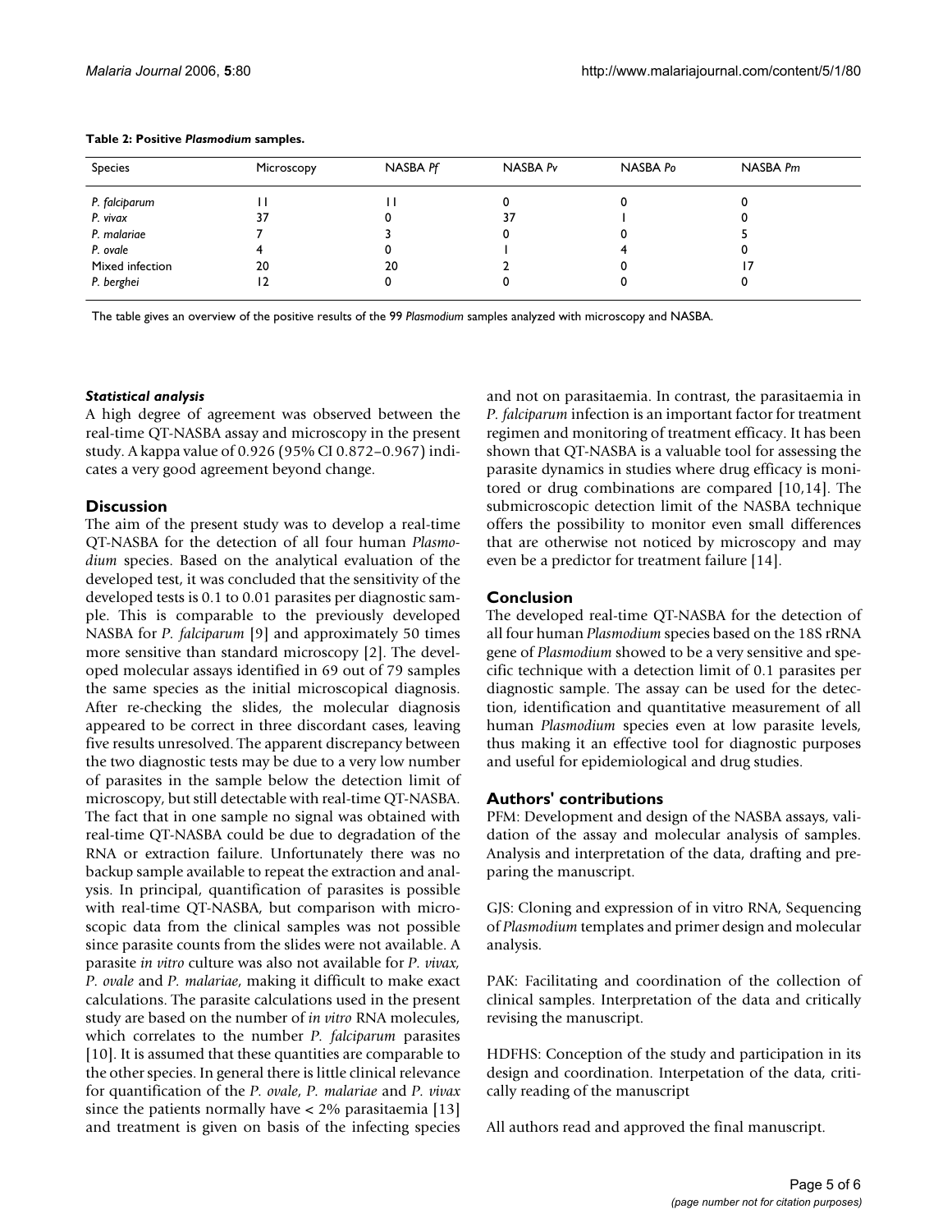**Table 2: Positive *Plasmodium* samples.**

| Species | Microscopy | NASBA *Pf* | NASBA *Pv* | NASBA *Po* | NASBA *Pm* |
|---|---|---|---|---|---|
| *P. falciparum* | 11 | 11 | 0 | 0 | 0 |
| *P. vivax* | 37 | 0 | 37 | 1 | 0 |
| *P. malariae* | 7 | 3 | 0 | 0 | 5 |
| *P. ovale* | 4 | 0 | 1 | 4 | 0 |
| Mixed infection | 20 | 20 | 2 | 0 | 17 |
| *P. berghei* | 12 | 0 | 0 | 0 | 0 |

The table gives an overview of the positive results of the 99 *Plasmodium* samples analyzed with microscopy and NASBA.

### *Statistical analysis*

A high degree of agreement was observed between the real-time QT-NASBA assay and microscopy in the present study. A kappa value of 0.926 (95% CI 0.872–0.967) indicates a very good agreement beyond change.

## Discussion

The aim of the present study was to develop a real-time QT-NASBA for the detection of all four human *Plasmodium* species. Based on the analytical evaluation of the developed test, it was concluded that the sensitivity of the developed tests is 0.1 to 0.01 parasites per diagnostic sample. This is comparable to the previously developed NASBA for *P. falciparum* [9] and approximately 50 times more sensitive than standard microscopy [2]. The developed molecular assays identified in 69 out of 79 samples the same species as the initial microscopical diagnosis. After re-checking the slides, the molecular diagnosis appeared to be correct in three discordant cases, leaving five results unresolved. The apparent discrepancy between the two diagnostic tests may be due to a very low number of parasites in the sample below the detection limit of microscopy, but still detectable with real-time QT-NASBA. The fact that in one sample no signal was obtained with real-time QT-NASBA could be due to degradation of the RNA or extraction failure. Unfortunately there was no backup sample available to repeat the extraction and analysis. In principal, quantification of parasites is possible with real-time QT-NASBA, but comparison with microscopic data from the clinical samples was not possible since parasite counts from the slides were not available. A parasite *in vitro* culture was also not available for *P. vivax, P. ovale* and *P. malariae*, making it difficult to make exact calculations. The parasite calculations used in the present study are based on the number of *in vitro* RNA molecules, which correlates to the number *P. falciparum* parasites [10]. It is assumed that these quantities are comparable to the other species. In general there is little clinical relevance for quantification of the *P. ovale*, *P. malariae* and *P. vivax* since the patients normally have < 2% parasitaemia [13] and treatment is given on basis of the infecting species and not on parasitaemia. In contrast, the parasitaemia in *P. falciparum* infection is an important factor for treatment regimen and monitoring of treatment efficacy. It has been shown that QT-NASBA is a valuable tool for assessing the parasite dynamics in studies where drug efficacy is monitored or drug combinations are compared [10,14]. The submicroscopic detection limit of the NASBA technique offers the possibility to monitor even small differences that are otherwise not noticed by microscopy and may even be a predictor for treatment failure [14].

## Conclusion

The developed real-time QT-NASBA for the detection of all four human *Plasmodium* species based on the 18S rRNA gene of *Plasmodium* showed to be a very sensitive and specific technique with a detection limit of 0.1 parasites per diagnostic sample. The assay can be used for the detection, identification and quantitative measurement of all human *Plasmodium* species even at low parasite levels, thus making it an effective tool for diagnostic purposes and useful for epidemiological and drug studies.

## Authors' contributions

PFM: Development and design of the NASBA assays, validation of the assay and molecular analysis of samples. Analysis and interpretation of the data, drafting and preparing the manuscript.

GJS: Cloning and expression of in vitro RNA, Sequencing of *Plasmodium* templates and primer design and molecular analysis.

PAK: Facilitating and coordination of the collection of clinical samples. Interpretation of the data and critically revising the manuscript.

HDFHS: Conception of the study and participation in its design and coordination. Interpetation of the data, critically reading of the manuscript

All authors read and approved the final manuscript.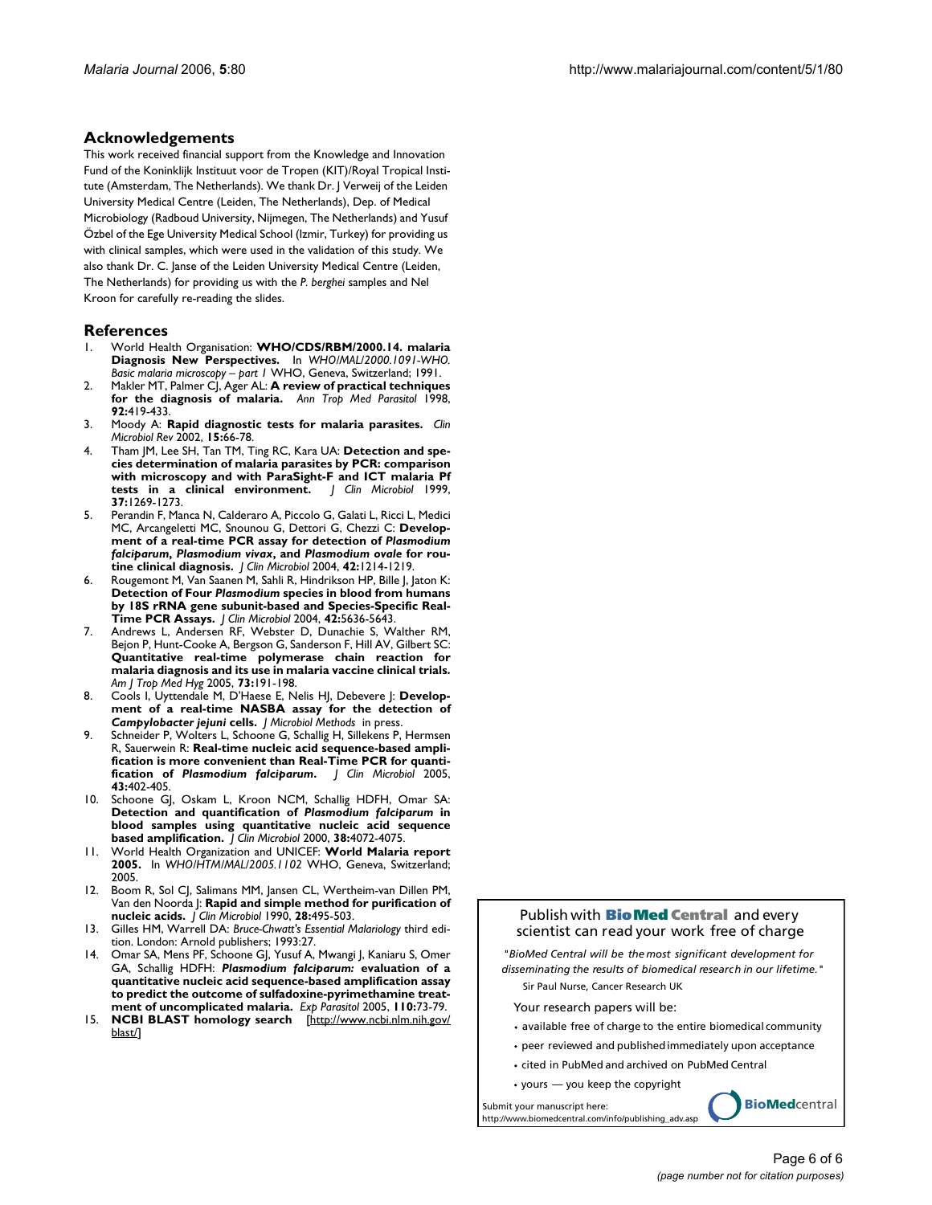## Acknowledgements

This work received financial support from the Knowledge and Innovation Fund of the Koninklijk Instituut voor de Tropen (KIT)/Royal Tropical Institute (Amsterdam, The Netherlands). We thank Dr. J Verweij of the Leiden University Medical Centre (Leiden, The Netherlands), Dep. of Medical Microbiology (Radboud University, Nijmegen, The Netherlands) and Yusuf Özbel of the Ege University Medical School (Izmir, Turkey) for providing us with clinical samples, which were used in the validation of this study. We also thank Dr. C. Janse of the Leiden University Medical Centre (Leiden, The Netherlands) for providing us with the *P. berghei* samples and Nel Kroon for carefully re-reading the slides.

## References

1. World Health Organisation: **WHO/CDS/RBM/2000.14. malaria Diagnosis New Perspectives.** In *WHO/MAL/2000.1091-WHO. Basic malaria microscopy – part I* WHO, Geneva, Switzerland; 1991.
2. Makler MT, Palmer CJ, Ager AL: **A review of practical techniques for the diagnosis of malaria.** *Ann Trop Med Parasitol* 1998, **92:**419-433.
3. Moody A: **Rapid diagnostic tests for malaria parasites.** *Clin Microbiol Rev* 2002, **15:**66-78.
4. Tham JM, Lee SH, Tan TM, Ting RC, Kara UA: **Detection and species determination of malaria parasites by PCR: comparison with microscopy and with ParaSight-F and ICT malaria Pf tests in a clinical environment.** *J Clin Microbiol* 1999, **37:**1269-1273.
5. Perandin F, Manca N, Calderaro A, Piccolo G, Galati L, Ricci L, Medici MC, Arcangeletti MC, Snounou G, Dettori G, Chezzi C: **Development of a real-time PCR assay for detection of *Plasmodium falciparum*, *Plasmodium vivax*, and *Plasmodium ovale* for routine clinical diagnosis.** *J Clin Microbiol* 2004, **42:**1214-1219.
6. Rougemont M, Van Saanen M, Sahli R, Hindrikson HP, Bille J, Jaton K: **Detection of Four *Plasmodium* species in blood from humans by 18S rRNA gene subunit-based and Species-Specific Real-Time PCR Assays.** *J Clin Microbiol* 2004, **42:**5636-5643.
7. Andrews L, Andersen RF, Webster D, Dunachie S, Walther RM, Bejon P, Hunt-Cooke A, Bergson G, Sanderson F, Hill AV, Gilbert SC: **Quantitative real-time polymerase chain reaction for malaria diagnosis and its use in malaria vaccine clinical trials.** *Am J Trop Med Hyg* 2005, **73:**191-198.
8. Cools I, Uyttendale M, D'Haese E, Nelis HJ, Debevere J: **Development of a real-time NASBA assay for the detection of *Campylobacter jejuni* cells.** *J Microbiol Methods* in press.
9. Schneider P, Wolters L, Schoone G, Schallig H, Sillekens P, Hermsen R, Sauerwein R: **Real-time nucleic acid sequence-based amplification is more convenient than Real-Time PCR for quantification of *Plasmodium falciparum*.** *J Clin Microbiol* 2005, **43:**402-405.
10. Schoone GJ, Oskam L, Kroon NCM, Schallig HDFH, Omar SA: **Detection and quantification of *Plasmodium falciparum* in blood samples using quantitative nucleic acid sequence based amplification.** *J Clin Microbiol* 2000, **38:**4072-4075.
11. World Health Organization and UNICEF: **World Malaria report 2005.** In *WHO/HTM/MAL/2005.1102* WHO, Geneva, Switzerland; 2005.
12. Boom R, Sol CJ, Salimans MM, Jansen CL, Wertheim-van Dillen PM, Van den Noorda J: **Rapid and simple method for purification of nucleic acids.** *J Clin Microbiol* 1990, **28:**495-503.
13. Gilles HM, Warrell DA: *Bruce-Chwatt's Essential Malariology* third edition. London: Arnold publishers; 1993:27.
14. Omar SA, Mens PF, Schoone GJ, Yusuf A, Mwangi J, Kaniaru S, Omer GA, Schallig HDFH: ***Plasmodium falciparum:* evaluation of a quantitative nucleic acid sequence-based amplification assay to predict the outcome of sulfadoxine-pyrimethamine treatment of uncomplicated malaria.** *Exp Parasitol* 2005, **110:**73-79.
15. **NCBI BLAST homology search** [http://www.ncbi.nlm.nih.gov/blast/]

Publish with **BioMed Central** and every scientist can read your work free of charge

*"BioMed Central will be the most significant development for disseminating the results of biomedical research in our lifetime."*
Sir Paul Nurse, Cancer Research UK

Your research papers will be:

- available free of charge to the entire biomedical community
- peer reviewed and published immediately upon acceptance
- cited in PubMed and archived on PubMed Central
- yours — you keep the copyright

Submit your manuscript here:
http://www.biomedcentral.com/info/publishing_adv.asp

BioMedcentral